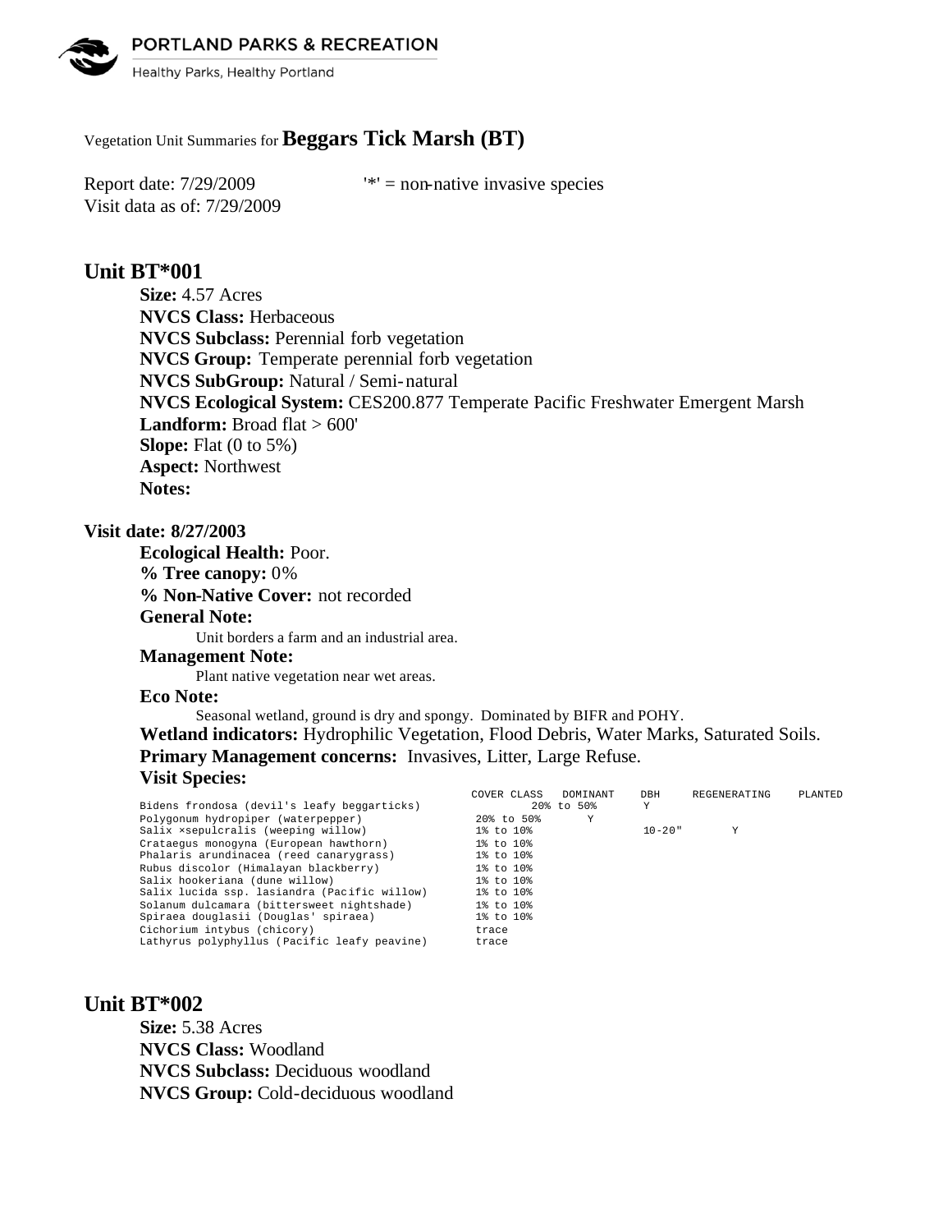Vegetation Unit Summaries for **Beggars Tick Marsh (BT)**

Report date: 7/29/2009 '*' = non-native invasive species
Visit data as of: 7/29/2009

## Unit BT*001

**Size:** 4.57 Acres
**NVCS Class:** Herbaceous
**NVCS Subclass:** Perennial forb vegetation
**NVCS Group:** Temperate perennial forb vegetation
**NVCS SubGroup:** Natural / Semi-natural
**NVCS Ecological System:** CES200.877 Temperate Pacific Freshwater Emergent Marsh
**Landform:** Broad flat > 600'
**Slope:** Flat (0 to 5%)
**Aspect:** Northwest
**Notes:**

### Visit date: 8/27/2003

**Ecological Health:** Poor.
**% Tree canopy:** 0%
**% Non-Native Cover:** not recorded
**General Note:**
Unit borders a farm and an industrial area.
**Management Note:**
Plant native vegetation near wet areas.
**Eco Note:**
Seasonal wetland, ground is dry and spongy. Dominated by BIFR and POHY.
**Wetland indicators:** Hydrophilic Vegetation, Flood Debris, Water Marks, Saturated Soils.
**Primary Management concerns:** Invasives, Litter, Large Refuse.
**Visit Species:**

| | COVER CLASS | DOMINANT | DBH | REGENERATING | PLANTED |
|---|---|---|---|---|---|
| Bidens frondosa (devil's leafy beggarticks) | 20% to 50% | Y | | | |
| Polygonum hydropiper (waterpepper) | 20% to 50% | Y | | | |
| Salix ×sepulcralis (weeping willow) | 1% to 10% | | 10-20" | Y | |
| Crataegus monogyna (European hawthorn) | 1% to 10% | | | | |
| Phalaris arundinacea (reed canarygrass) | 1% to 10% | | | | |
| Rubus discolor (Himalayan blackberry) | 1% to 10% | | | | |
| Salix hookeriana (dune willow) | 1% to 10% | | | | |
| Salix lucida ssp. lasiandra (Pacific willow) | 1% to 10% | | | | |
| Solanum dulcamara (bittersweet nightshade) | 1% to 10% | | | | |
| Spiraea douglasii (Douglas' spiraea) | 1% to 10% | | | | |
| Cichorium intybus (chicory) | trace | | | | |
| Lathyrus polyphyllus (Pacific leafy peavine) | trace | | | | |

## Unit BT*002

**Size:** 5.38 Acres
**NVCS Class:** Woodland
**NVCS Subclass:** Deciduous woodland
**NVCS Group:** Cold-deciduous woodland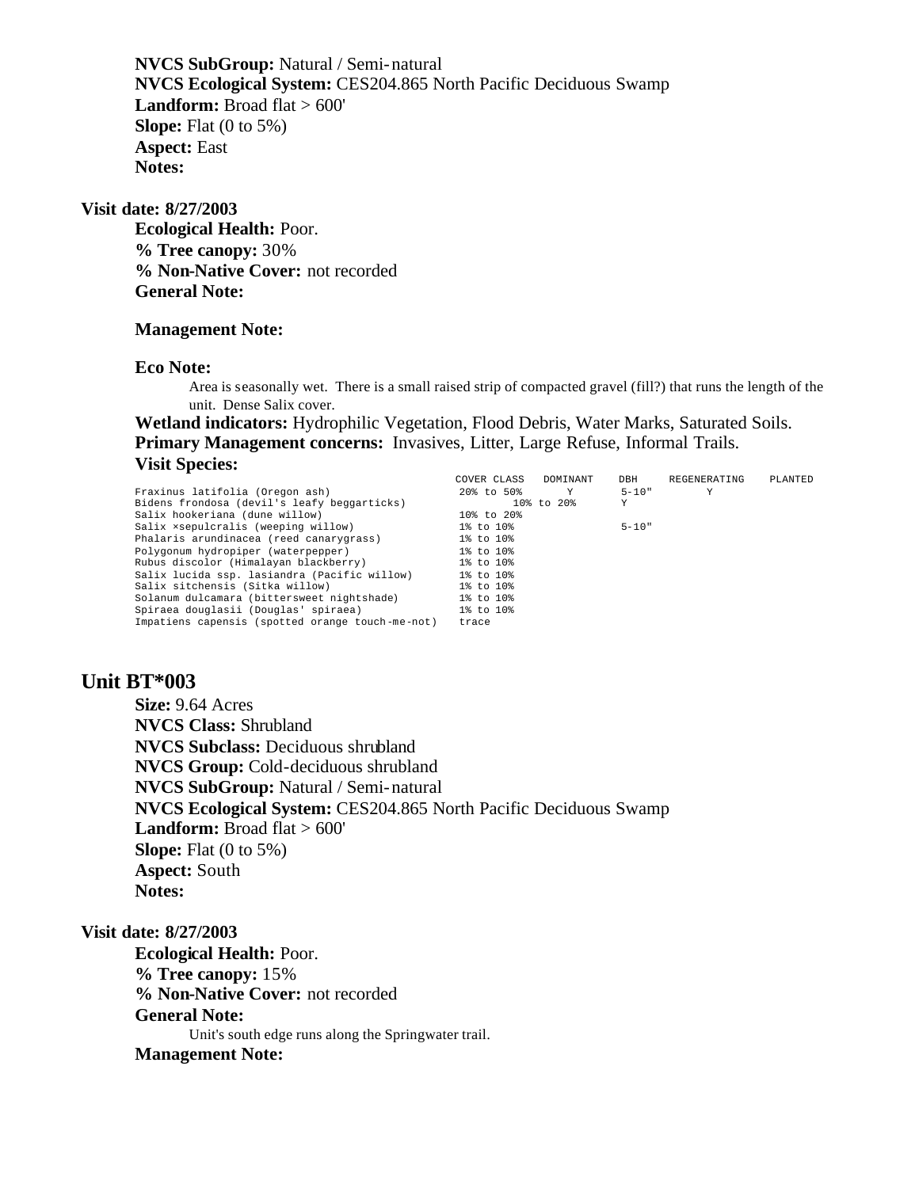**NVCS SubGroup:** Natural / Semi-natural
**NVCS Ecological System:** CES204.865 North Pacific Deciduous Swamp
**Landform:** Broad flat > 600'
**Slope:** Flat (0 to 5%)
**Aspect:** East
**Notes:**

**Visit date: 8/27/2003**

**Ecological Health:** Poor.
**% Tree canopy:** 30%
**% Non-Native Cover:** not recorded
**General Note:**

**Management Note:**

**Eco Note:**

Area is seasonally wet. There is a small raised strip of compacted gravel (fill?) that runs the length of the unit. Dense Salix cover.

**Wetland indicators:** Hydrophilic Vegetation, Flood Debris, Water Marks, Saturated Soils.
**Primary Management concerns:** Invasives, Litter, Large Refuse, Informal Trails.
**Visit Species:**

| | COVER CLASS | DOMINANT | DBH | REGENERATING | PLANTED |
|---|---|---|---|---|---|
| Fraxinus latifolia (Oregon ash) | 20% to 50% | Y | 5-10" | Y | |
| Bidens frondosa (devil's leafy beggarticks) | 10% to 20% | Y | | | |
| Salix hookeriana (dune willow) | 10% to 20% | | | | |
| Salix ×sepulcralis (weeping willow) | 1% to 10% | | 5-10" | | |
| Phalaris arundinacea (reed canarygrass) | 1% to 10% | | | | |
| Polygonum hydropiper (waterpepper) | 1% to 10% | | | | |
| Rubus discolor (Himalayan blackberry) | 1% to 10% | | | | |
| Salix lucida ssp. lasiandra (Pacific willow) | 1% to 10% | | | | |
| Salix sitchensis (Sitka willow) | 1% to 10% | | | | |
| Solanum dulcamara (bittersweet nightshade) | 1% to 10% | | | | |
| Spiraea douglasii (Douglas' spiraea) | 1% to 10% | | | | |
| Impatiens capensis (spotted orange touch-me-not) | trace | | | | |

## Unit BT*003

**Size:** 9.64 Acres
**NVCS Class:** Shrubland
**NVCS Subclass:** Deciduous shrubland
**NVCS Group:** Cold-deciduous shrubland
**NVCS SubGroup:** Natural / Semi-natural
**NVCS Ecological System:** CES204.865 North Pacific Deciduous Swamp
**Landform:** Broad flat > 600'
**Slope:** Flat (0 to 5%)
**Aspect:** South
**Notes:**

**Visit date: 8/27/2003**

**Ecological Health:** Poor.
**% Tree canopy:** 15%
**% Non-Native Cover:** not recorded
**General Note:**

Unit's south edge runs along the Springwater trail.

**Management Note:**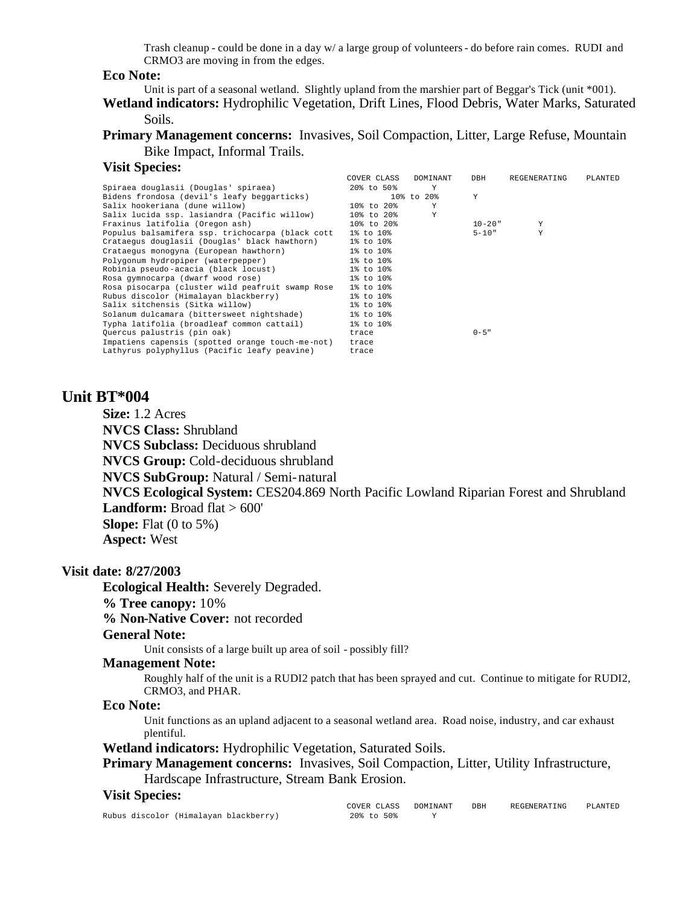Trash cleanup - could be done in a day w/ a large group of volunteers - do before rain comes. RUDI and CRMO3 are moving in from the edges.

**Eco Note:**

Unit is part of a seasonal wetland. Slightly upland from the marshier part of Beggar's Tick (unit *001).

**Wetland indicators:** Hydrophilic Vegetation, Drift Lines, Flood Debris, Water Marks, Saturated Soils.

**Primary Management concerns:** Invasives, Soil Compaction, Litter, Large Refuse, Mountain Bike Impact, Informal Trails.

**Visit Species:**

| | COVER CLASS | DOMINANT | DBH | REGENERATING | PLANTED |
|---|---|---|---|---|---|
| Spiraea douglasii (Douglas' spiraea) | 20% to 50% | Y | | | |
| Bidens frondosa (devil's leafy beggarticks) | 10% to 20% | Y | | | |
| Salix hookeriana (dune willow) | 10% to 20% | Y | | | |
| Salix lucida ssp. lasiandra (Pacific willow) | 10% to 20% | Y | | | |
| Fraxinus latifolia (Oregon ash) | 10% to 20% | | 10-20" | Y | |
| Populus balsamifera ssp. trichocarpa (black cott | 1% to 10% | | 5-10" | Y | |
| Crataegus douglasii (Douglas' black hawthorn) | 1% to 10% | | | | |
| Crataegus monogyna (European hawthorn) | 1% to 10% | | | | |
| Polygonum hydropiper (waterpepper) | 1% to 10% | | | | |
| Robinia pseudo-acacia (black locust) | 1% to 10% | | | | |
| Rosa gymnocarpa (dwarf wood rose) | 1% to 10% | | | | |
| Rosa pisocarpa (cluster wild peafruit swamp Rose | 1% to 10% | | | | |
| Rubus discolor (Himalayan blackberry) | 1% to 10% | | | | |
| Salix sitchensis (Sitka willow) | 1% to 10% | | | | |
| Solanum dulcamara (bittersweet nightshade) | 1% to 10% | | | | |
| Typha latifolia (broadleaf common cattail) | 1% to 10% | | | | |
| Quercus palustris (pin oak) | trace | | 0-5" | | |
| Impatiens capensis (spotted orange touch-me-not) | trace | | | | |
| Lathyrus polyphyllus (Pacific leafy peavine) | trace | | | | |

## Unit BT*004

**Size:** 1.2 Acres

**NVCS Class:** Shrubland

**NVCS Subclass:** Deciduous shrubland

**NVCS Group:** Cold-deciduous shrubland

**NVCS SubGroup:** Natural / Semi-natural

**NVCS Ecological System:** CES204.869 North Pacific Lowland Riparian Forest and Shrubland

**Landform:** Broad flat > 600'

**Slope:** Flat (0 to 5%)

**Aspect:** West

### Visit date: 8/27/2003

**Ecological Health:** Severely Degraded.

**% Tree canopy:** 10%

**% Non-Native Cover:** not recorded

**General Note:**

Unit consists of a large built up area of soil - possibly fill?

**Management Note:**

Roughly half of the unit is a RUDI2 patch that has been sprayed and cut. Continue to mitigate for RUDI2, CRMO3, and PHAR.

**Eco Note:**

Unit functions as an upland adjacent to a seasonal wetland area. Road noise, industry, and car exhaust plentiful.

**Wetland indicators:** Hydrophilic Vegetation, Saturated Soils.

**Primary Management concerns:** Invasives, Soil Compaction, Litter, Utility Infrastructure, Hardscape Infrastructure, Stream Bank Erosion.

**Visit Species:**

| | COVER CLASS | DOMINANT | DBH | REGENERATING | PLANTED |
|---|---|---|---|---|---|
| Rubus discolor (Himalayan blackberry) | 20% to 50% | Y | | | |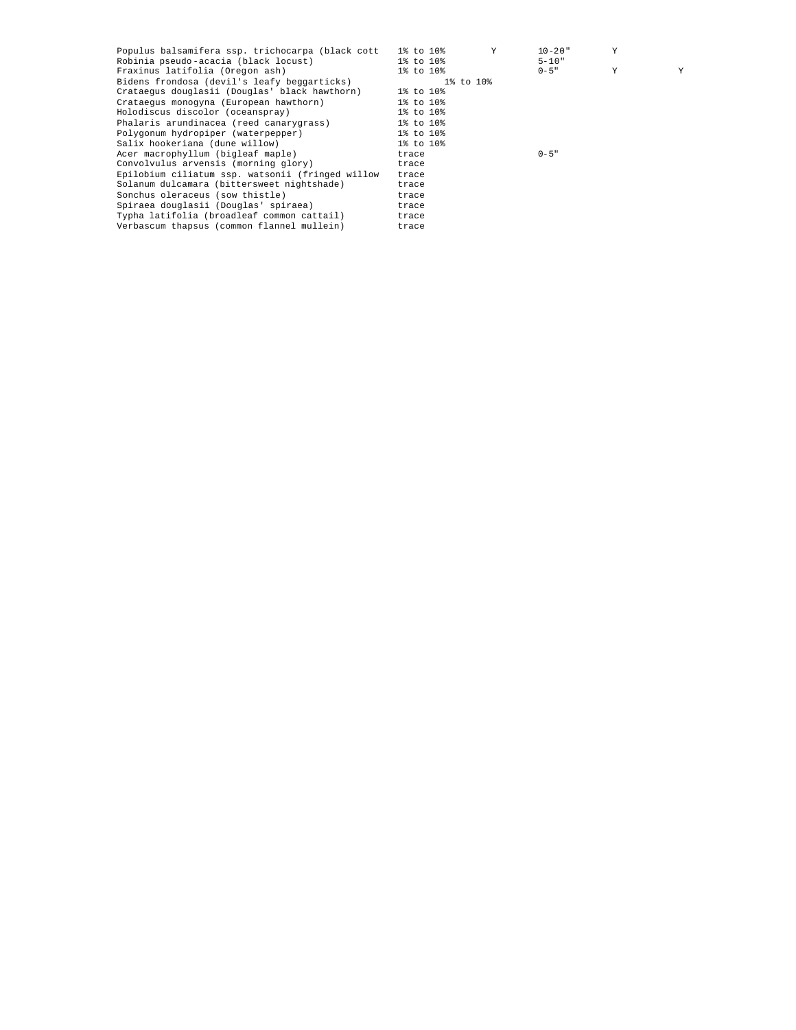| | | | | | |
|---|---|---|---|---|---|
| Populus balsamifera ssp. trichocarpa (black cott | 1% to 10% | Y | 10-20" | Y | |
| Robinia pseudo-acacia (black locust) | 1% to 10% | | 5-10" | | |
| Fraxinus latifolia (Oregon ash) | 1% to 10% | | 0-5" | Y | Y |
| Bidens frondosa (devil's leafy beggarticks) | 1% to 10% | | | | |
| Crataegus douglasii (Douglas' black hawthorn) | 1% to 10% | | | | |
| Crataegus monogyna (European hawthorn) | 1% to 10% | | | | |
| Holodiscus discolor (oceanspray) | 1% to 10% | | | | |
| Phalaris arundinacea (reed canarygrass) | 1% to 10% | | | | |
| Polygonum hydropiper (waterpepper) | 1% to 10% | | | | |
| Salix hookeriana (dune willow) | 1% to 10% | | | | |
| Acer macrophyllum (bigleaf maple) | trace | | 0-5" | | |
| Convolvulus arvensis (morning glory) | trace | | | | |
| Epilobium ciliatum ssp. watsonii (fringed willow | trace | | | | |
| Solanum dulcamara (bittersweet nightshade) | trace | | | | |
| Sonchus oleraceus (sow thistle) | trace | | | | |
| Spiraea douglasii (Douglas' spiraea) | trace | | | | |
| Typha latifolia (broadleaf common cattail) | trace | | | | |
| Verbascum thapsus (common flannel mullein) | trace | | | | |